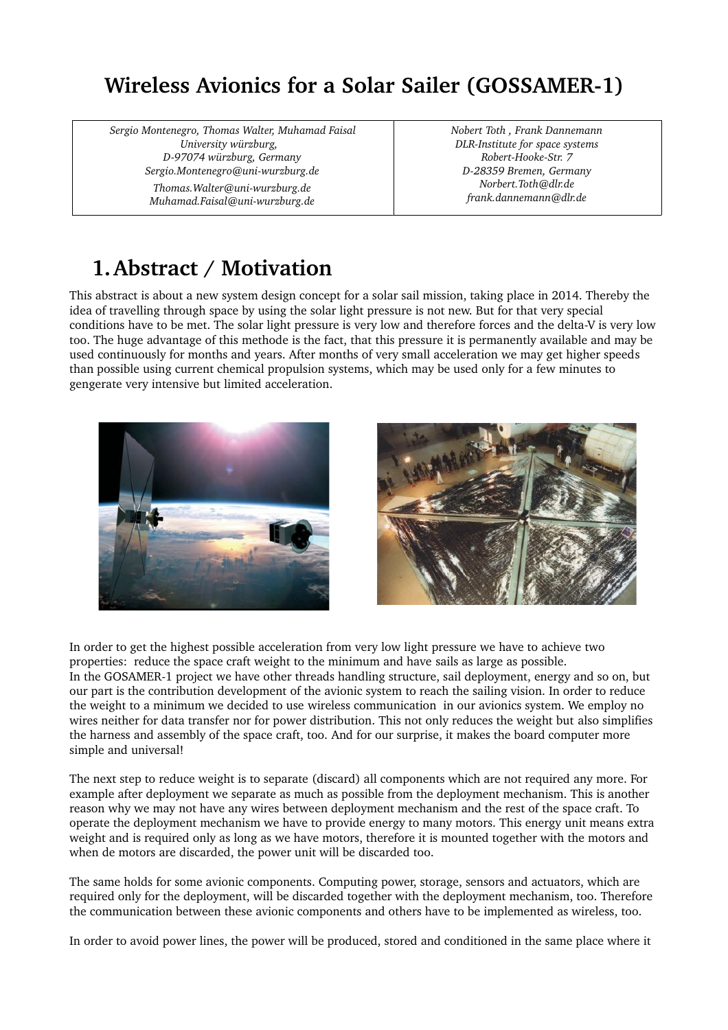# Wireless Avionics for a Solar Sailer (GOSSAMER-1)

| *Sergio Montenegro, Thomas Walter, Muhamad Faisal*<br>*University würzburg,*<br>*D-97074 würzburg, Germany*<br>*Sergio.Montenegro@uni-wurzburg.de*<br>*Thomas.Walter@uni-wurzburg.de*<br>*Muhamad.Faisal@uni-wurzburg.de* | *Nobert Toth , Frank Dannemann*<br>*DLR-Institute for space systems*<br>*Robert-Hooke-Str. 7*<br>*D-28359 Bremen, Germany*<br>*Norbert.Toth@dlr.de*<br>*frank.dannemann@dlr.de* |
|---|---|

## 1. Abstract / Motivation

This abstract is about a new system design concept for a solar sail mission, taking place in 2014. Thereby the idea of travelling through space by using the solar light pressure is not new. But for that very special conditions have to be met. The solar light pressure is very low and therefore forces and the delta-V is very low too. The huge advantage of this methode is the fact, that this pressure it is permanently available and may be used continuously for months and years. After months of very small acceleration we may get higher speeds than possible using current chemical propulsion systems, which may be used only for a few minutes to gengerate very intensive but limited acceleration.

In order to get the highest possible acceleration from very low light pressure we have to achieve two properties: reduce the space craft weight to the minimum and have sails as large as possible.
In the GOSAMER-1 project we have other threads handling structure, sail deployment, energy and so on, but our part is the contribution development of the avionic system to reach the sailing vision. In order to reduce the weight to a minimum we decided to use wireless communication in our avionics system. We employ no wires neither for data transfer nor for power distribution. This not only reduces the weight but also simplifies the harness and assembly of the space craft, too. And for our surprise, it makes the board computer more simple and universal!

The next step to reduce weight is to separate (discard) all components which are not required any more. For example after deployment we separate as much as possible from the deployment mechanism. This is another reason why we may not have any wires between deployment mechanism and the rest of the space craft. To operate the deployment mechanism we have to provide energy to many motors. This energy unit means extra weight and is required only as long as we have motors, therefore it is mounted together with the motors and when de motors are discarded, the power unit will be discarded too.

The same holds for some avionic components. Computing power, storage, sensors and actuators, which are required only for the deployment, will be discarded together with the deployment mechanism, too. Therefore the communication between these avionic components and others have to be implemented as wireless, too.

In order to avoid power lines, the power will be produced, stored and conditioned in the same place where it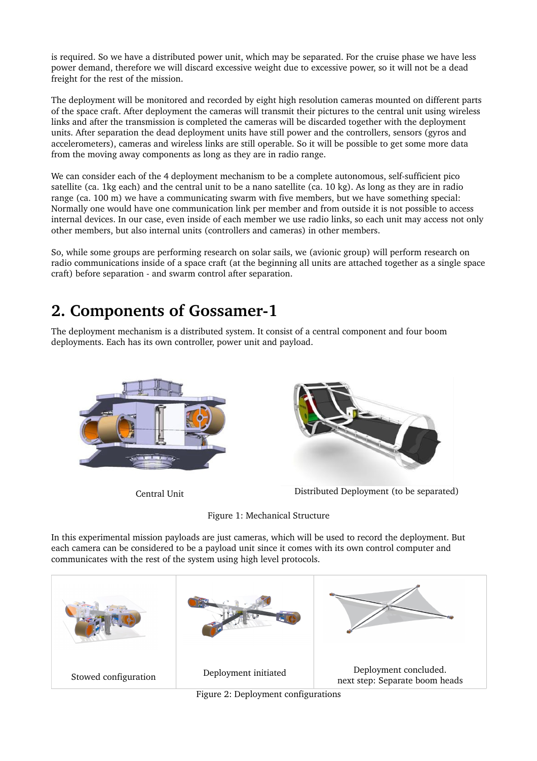is required. So we have a distributed power unit, which may be separated. For the cruise phase we have less power demand, therefore we will discard excessive weight due to excessive power, so it will not be a dead freight for the rest of the mission.

The deployment will be monitored and recorded by eight high resolution cameras mounted on different parts of the space craft. After deployment the cameras will transmit their pictures to the central unit using wireless links and after the transmission is completed the cameras will be discarded together with the deployment units. After separation the dead deployment units have still power and the controllers, sensors (gyros and accelerometers), cameras and wireless links are still operable. So it will be possible to get some more data from the moving away components as long as they are in radio range.

We can consider each of the 4 deployment mechanism to be a complete autonomous, self-sufficient pico satellite (ca. 1kg each) and the central unit to be a nano satellite (ca. 10 kg). As long as they are in radio range (ca. 100 m) we have a communicating swarm with five members, but we have something special: Normally one would have one communication link per member and from outside it is not possible to access internal devices. In our case, even inside of each member we use radio links, so each unit may access not only other members, but also internal units (controllers and cameras) in other members.

So, while some groups are performing research on solar sails, we (avionic group) will perform research on radio communications inside of a space craft (at the beginning all units are attached together as a single space craft) before separation - and swarm control after separation.

# 2. Components of Gossamer-1

The deployment mechanism is a distributed system. It consist of a central component and four boom deployments. Each has its own controller, power unit and payload.

Central Unit

Distributed Deployment (to be separated)

Figure 1: Mechanical Structure

In this experimental mission payloads are just cameras, which will be used to record the deployment. But each camera can be considered to be a payload unit since it comes with its own control computer and communicates with the rest of the system using high level protocols.

| Stowed configuration | Deployment initiated | Deployment concluded. next step: Separate boom heads |
| --- | --- | --- |

Figure 2: Deployment configurations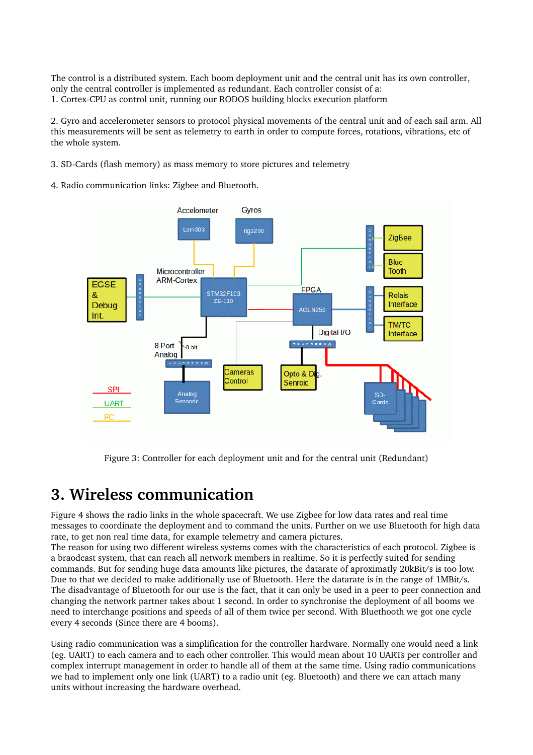The control is a distributed system. Each boom deployment unit and the central unit has its own controller, only the central controller is implemented as redundant. Each controller consist of a:

1. Cortex-CPU as control unit, running our RODOS building blocks execution platform

2. Gyro and accelerometer sensors to protocol physical movements of the central unit and of each sail arm. All this measurements will be sent as telemetry to earth in order to compute forces, rotations, vibrations, etc of the whole system.

3. SD-Cards (flash memory) as mass memory to store pictures and telemetry

4. Radio communication links: Zigbee and Bluetooth.

Figure 3: Controller for each deployment unit and for the central unit (Redundant)

# 3. Wireless communication

Figure 4 shows the radio links in the whole spacecraft. We use Zigbee for low data rates and real time messages to coordinate the deployment and to command the units. Further on we use Bluetooth for high data rate, to get non real time data, for example telemetry and camera pictures.
The reason for using two different wireless systems comes with the characteristics of each protocol. Zigbee is a braodcast system, that can reach all network members in realtime. So it is perfectly suited for sending commands. But for sending huge data amounts like pictures, the datarate of aproximatly 20kBit/s is too low. Due to that we decided to make additionally use of Bluetooth. Here the datarate is in the range of 1MBit/s.
The disadvantage of Bluetooth for our use is the fact, that it can only be used in a peer to peer connection and changing the network partner takes about 1 second. In order to synchronise the deployment of all booms we need to interchange positions and speeds of all of them twice per second. With Bluethooth we got one cycle every 4 seconds (Since there are 4 booms).

Using radio communication was a simplification for the controller hardware. Normally one would need a link (eg. UART) to each camera and to each other controller. This would mean about 10 UARTs per controller and complex interrupt management in order to handle all of them at the same time. Using radio communications we had to implement only one link (UART) to a radio unit (eg. Bluetooth) and there we can attach many units without increasing the hardware overhead.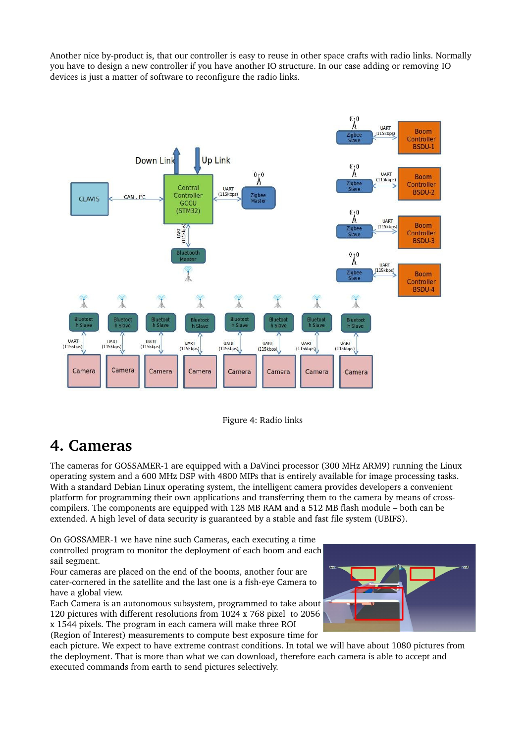Another nice by-product is, that our controller is easy to reuse in other space crafts with radio links. Normally you have to design a new controller if you have another IO structure. In our case adding or removing IO devices is just a matter of software to reconfigure the radio links.

Figure 4: Radio links

# 4. Cameras

The cameras for GOSSAMER-1 are equipped with a DaVinci processor (300 MHz ARM9) running the Linux operating system and a 600 MHz DSP with 4800 MIPs that is entirely available for image processing tasks. With a standard Debian Linux operating system, the intelligent camera provides developers a convenient platform for programming their own applications and transferring them to the camera by means of cross-compilers. The components are equipped with 128 MB RAM and a 512 MB flash module – both can be extended. A high level of data security is guaranteed by a stable and fast file system (UBIFS).

On GOSSAMER-1 we have nine such Cameras, each executing a time controlled program to monitor the deployment of each boom and each sail segment.
Four cameras are placed on the end of the booms, another four are cater-cornered in the satellite and the last one is a fish-eye Camera to have a global view.
Each Camera is an autonomous subsystem, programmed to take about 120 pictures with different resolutions from 1024 x 768 pixel to 2056 x 1544 pixels. The program in each camera will make three ROI (Region of Interest) measurements to compute best exposure time for each picture. We expect to have extreme contrast conditions. In total we will have about 1080 pictures from the deployment. That is more than what we can download, therefore each camera is able to accept and executed commands from earth to send pictures selectively.